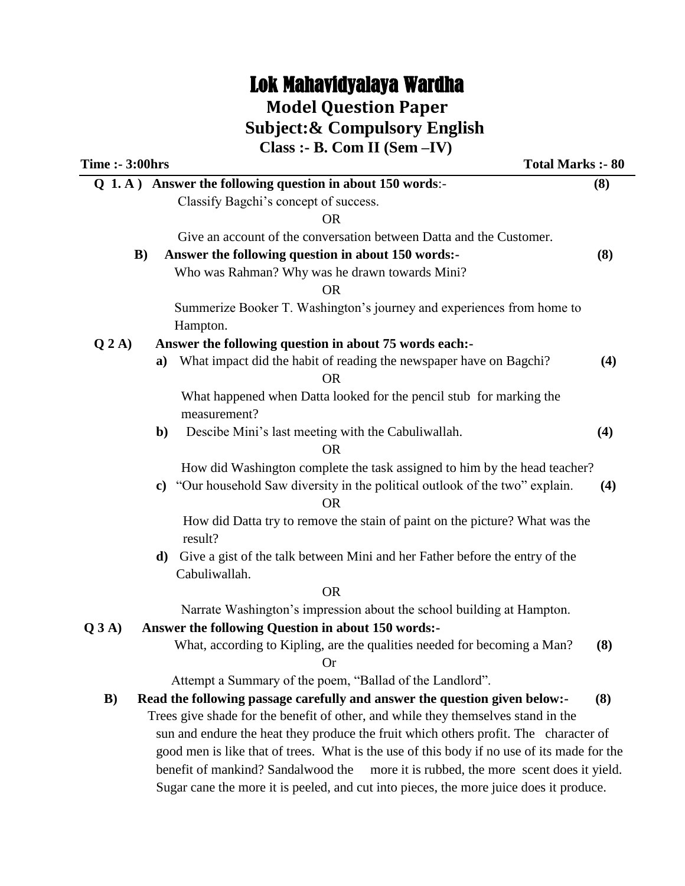# Lok Mahavidyalaya Wardha

## Model Question Paper

## Subject:& Compulsory English

### Class :- B. Com II (Sem –IV)

**Time :- 3:00hrs** **Total Marks :- 80**

**Q 1. A ) Answer the following question in about 150 words**:- **(8)**

Classify Bagchi's concept of success.

OR

Give an account of the conversation between Datta and the Customer.

**B) Answer the following question in about 150 words:-** **(8)**

Who was Rahman? Why was he drawn towards Mini?

OR

Summerize Booker T. Washington's journey and experiences from home to Hampton.

**Q 2 A) Answer the following question in about 75 words each:-**

**a)** What impact did the habit of reading the newspaper have on Bagchi? **(4)**

OR

What happened when Datta looked for the pencil stub for marking the measurement?

**b)** Descibe Mini's last meeting with the Cabuliwallah. **(4)**

OR

How did Washington complete the task assigned to him by the head teacher?

**c)** "Our household Saw diversity in the political outlook of the two" explain. **(4)**

OR

How did Datta try to remove the stain of paint on the picture? What was the result?

**d)** Give a gist of the talk between Mini and her Father before the entry of the Cabuliwallah.

OR

Narrate Washington's impression about the school building at Hampton.

**Q 3 A) Answer the following Question in about 150 words:-**

What, according to Kipling, are the qualities needed for becoming a Man? **(8)**

Or

Attempt a Summary of the poem, "Ballad of the Landlord".

**B) Read the following passage carefully and answer the question given below:-** **(8)**

Trees give shade for the benefit of other, and while they themselves stand in the sun and endure the heat they produce the fruit which others profit. The character of good men is like that of trees. What is the use of this body if no use of its made for the benefit of mankind? Sandalwood the more it is rubbed, the more scent does it yield. Sugar cane the more it is peeled, and cut into pieces, the more juice does it produce.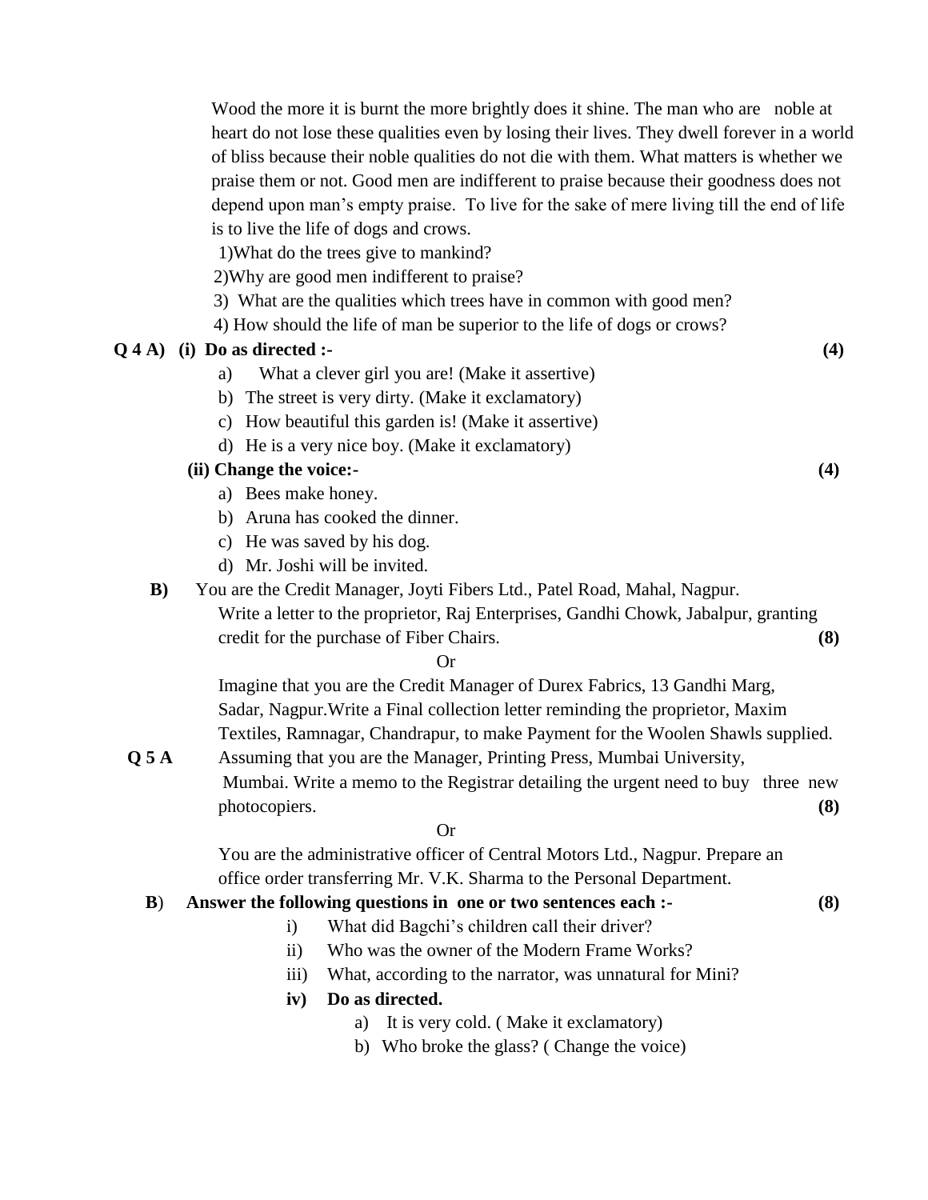Wood the more it is burnt the more brightly does it shine. The man who are noble at heart do not lose these qualities even by losing their lives. They dwell forever in a world of bliss because their noble qualities do not die with them. What matters is whether we praise them or not. Good men are indifferent to praise because their goodness does not depend upon man's empty praise. To live for the sake of mere living till the end of life is to live the life of dogs and crows.

1) What do the trees give to mankind?

2) Why are good men indifferent to praise?

3) What are the qualities which trees have in common with good men?

4) How should the life of man be superior to the life of dogs or crows?

**Q 4 A) (i) Do as directed :-** **(4)**

a) What a clever girl you are! (Make it assertive)

b) The street is very dirty. (Make it exclamatory)

c) How beautiful this garden is! (Make it assertive)

d) He is a very nice boy. (Make it exclamatory)

**(ii) Change the voice:-** **(4)**

a) Bees make honey.

b) Aruna has cooked the dinner.

c) He was saved by his dog.

d) Mr. Joshi will be invited.

**B)** You are the Credit Manager, Joyti Fibers Ltd., Patel Road, Mahal, Nagpur. Write a letter to the proprietor, Raj Enterprises, Gandhi Chowk, Jabalpur, granting credit for the purchase of Fiber Chairs. **(8)**

Or

Imagine that you are the Credit Manager of Durex Fabrics, 13 Gandhi Marg, Sadar, Nagpur.Write a Final collection letter reminding the proprietor, Maxim Textiles, Ramnagar, Chandrapur, to make Payment for the Woolen Shawls supplied.

**Q 5 A** Assuming that you are the Manager, Printing Press, Mumbai University, Mumbai. Write a memo to the Registrar detailing the urgent need to buy three new photocopiers. **(8)**

Or

You are the administrative officer of Central Motors Ltd., Nagpur. Prepare an office order transferring Mr. V.K. Sharma to the Personal Department.

**B) Answer the following questions in one or two sentences each :-** **(8)**

i) What did Bagchi's children call their driver?

ii) Who was the owner of the Modern Frame Works?

iii) What, according to the narrator, was unnatural for Mini?

**iv) Do as directed.**

a) It is very cold. ( Make it exclamatory)

b) Who broke the glass? ( Change the voice)